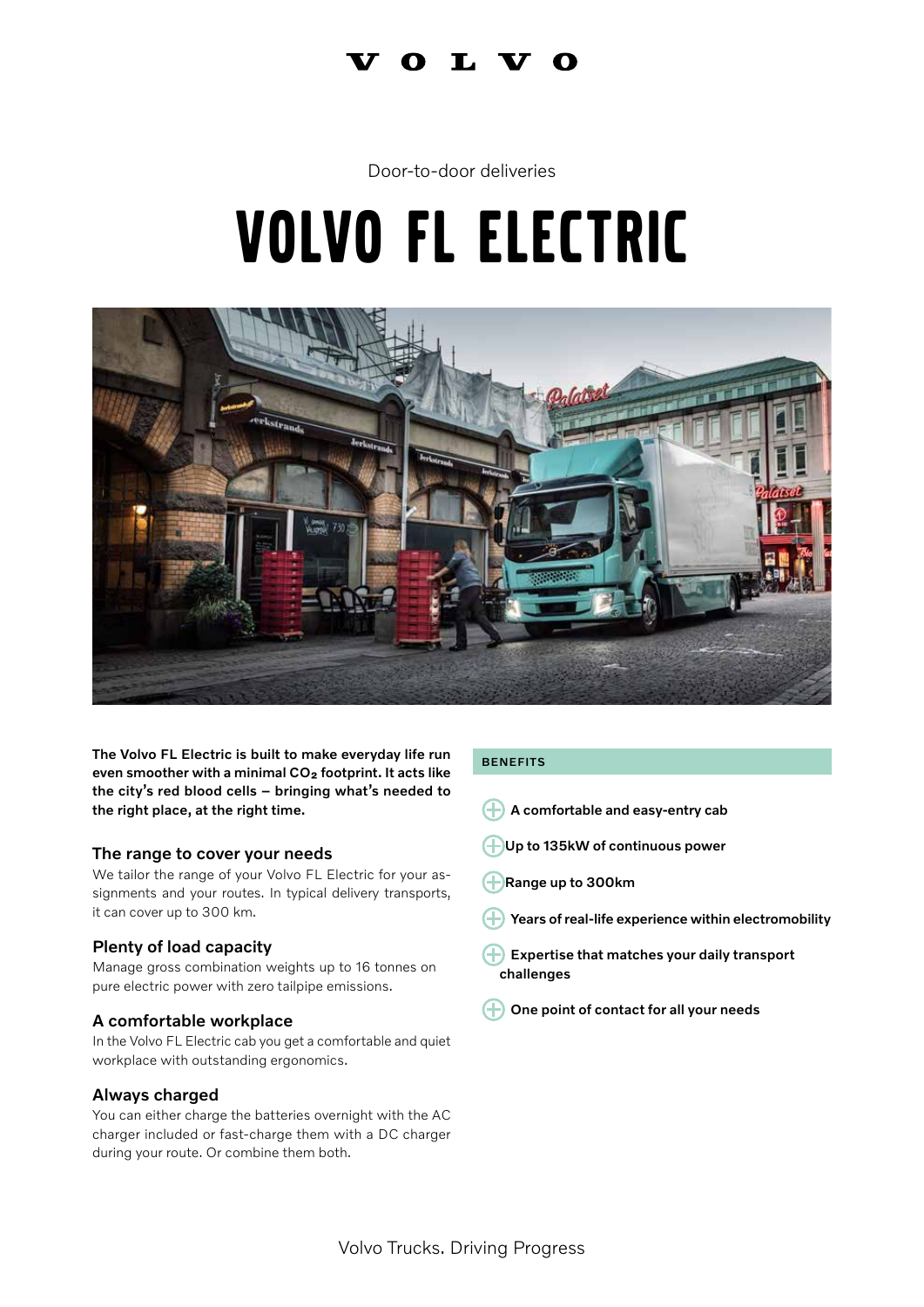VOLVO

Door-to-door deliveries

# VOLVO FL ELECTRIC

**The Volvo FL Electric is built to make everyday life run even smoother with a minimal $CO_2$ footprint. It acts like the city's red blood cells – bringing what's needed to the right place, at the right time.**

## The range to cover your needs

We tailor the range of your Volvo FL Electric for your assignments and your routes. In typical delivery transports, it can cover up to 300 km.

## Plenty of load capacity

Manage gross combination weights up to 16 tonnes on pure electric power with zero tailpipe emissions.

## A comfortable workplace

In the Volvo FL Electric cab you get a comfortable and quiet workplace with outstanding ergonomics.

## Always charged

You can either charge the batteries overnight with the AC charger included or fast-charge them with a DC charger during your route. Or combine them both.

## BENEFITS

- **A comfortable and easy-entry cab**
- **Up to 135kW of continuous power**
- **Range up to 300km**
- **Years of real-life experience within electromobility**
- **Expertise that matches your daily transport challenges**
- **One point of contact for all your needs**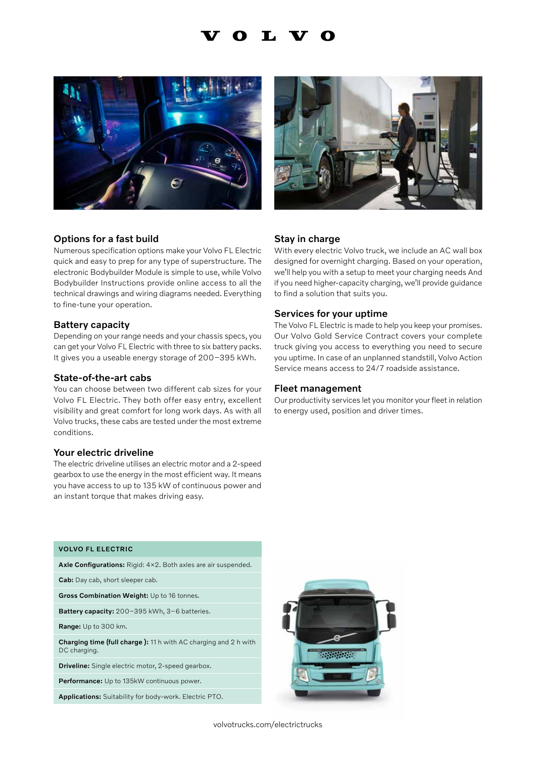## Options for a fast build

Numerous specification options make your Volvo FL Electric quick and easy to prep for any type of superstructure. The electronic Bodybuilder Module is simple to use, while Volvo Bodybuilder Instructions provide online access to all the technical drawings and wiring diagrams needed. Everything to fine-tune your operation.

## Battery capacity

Depending on your range needs and your chassis specs, you can get your Volvo FL Electric with three to six battery packs. It gives you a useable energy storage of 200–395 kWh.

## State-of-the-art cabs

You can choose between two different cab sizes for your Volvo FL Electric. They both offer easy entry, excellent visibility and great comfort for long work days. As with all Volvo trucks, these cabs are tested under the most extreme conditions.

## Your electric driveline

The electric driveline utilises an electric motor and a 2-speed gearbox to use the energy in the most efficient way. It means you have access to up to 135 kW of continuous power and an instant torque that makes driving easy.

## Stay in charge

With every electric Volvo truck, we include an AC wall box designed for overnight charging. Based on your operation, we'll help you with a setup to meet your charging needs And if you need higher-capacity charging, we'll provide guidance to find a solution that suits you.

## Services for your uptime

The Volvo FL Electric is made to help you keep your promises. Our Volvo Gold Service Contract covers your complete truck giving you access to everything you need to secure you uptime. In case of an unplanned standstill, Volvo Action Service means access to 24/7 roadside assistance.

## Fleet management

Our productivity services let you monitor your fleet in relation to energy used, position and driver times.

| VOLVO FL ELECTRIC |
|---|
| **Axle Configurations:** Rigid: 4×2. Both axles are air suspended. |
| **Cab:** Day cab, short sleeper cab. |
| **Gross Combination Weight:** Up to 16 tonnes. |
| **Battery capacity:** 200–395 kWh, 3–6 batteries. |
| **Range:** Up to 300 km. |
| **Charging time (full charge ):** 11 h with AC charging and 2 h with DC charging. |
| **Driveline:** Single electric motor, 2-speed gearbox. |
| **Performance:** Up to 135kW continuous power. |
| **Applications:** Suitability for body-work. Electric PTO. |

volvotrucks.com/electrictrucks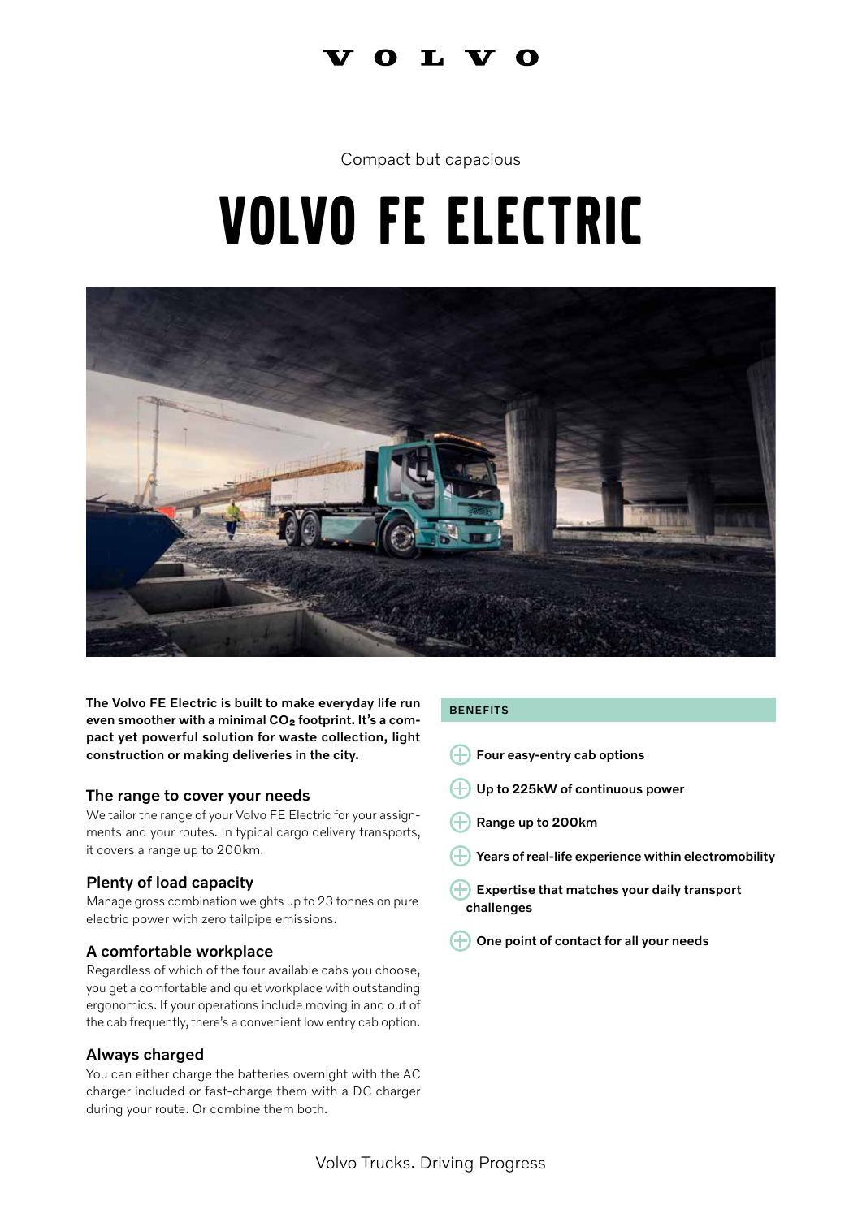VOLVO

Compact but capacious

# VOLVO FE ELECTRIC

**The Volvo FE Electric is built to make everyday life run even smoother with a minimal $CO_2$ footprint. It's a compact yet powerful solution for waste collection, light construction or making deliveries in the city.**

### The range to cover your needs

We tailor the range of your Volvo FE Electric for your assignments and your routes. In typical cargo delivery transports, it covers a range up to 200km.

### Plenty of load capacity

Manage gross combination weights up to 23 tonnes on pure electric power with zero tailpipe emissions.

### A comfortable workplace

Regardless of which of the four available cabs you choose, you get a comfortable and quiet workplace with outstanding ergonomics. If your operations include moving in and out of the cab frequently, there's a convenient low entry cab option.

### Always charged

You can either charge the batteries overnight with the AC charger included or fast-charge them with a DC charger during your route. Or combine them both.

**BENEFITS**

- **Four easy-entry cab options**
- **Up to 225kW of continuous power**
- **Range up to 200km**
- **Years of real-life experience within electromobility**
- **Expertise that matches your daily transport challenges**
- **One point of contact for all your needs**

Volvo Trucks. Driving Progress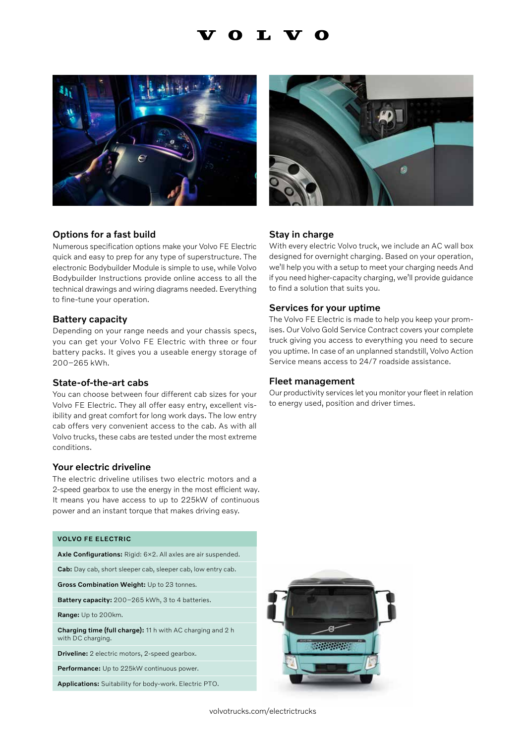VOLVO

## Options for a fast build

Numerous specification options make your Volvo FE Electric quick and easy to prep for any type of superstructure. The electronic Bodybuilder Module is simple to use, while Volvo Bodybuilder Instructions provide online access to all the technical drawings and wiring diagrams needed. Everything to fine-tune your operation.

## Battery capacity

Depending on your range needs and your chassis specs, you can get your Volvo FE Electric with three or four battery packs. It gives you a useable energy storage of 200–265 kWh.

## State-of-the-art cabs

You can choose between four different cab sizes for your Volvo FE Electric. They all offer easy entry, excellent visibility and great comfort for long work days. The low entry cab offers very convenient access to the cab. As with all Volvo trucks, these cabs are tested under the most extreme conditions.

## Your electric driveline

The electric driveline utilises two electric motors and a 2-speed gearbox to use the energy in the most efficient way. It means you have access to up to 225kW of continuous power and an instant torque that makes driving easy.

## Stay in charge

With every electric Volvo truck, we include an AC wall box designed for overnight charging. Based on your operation, we'll help you with a setup to meet your charging needs And if you need higher-capacity charging, we'll provide guidance to find a solution that suits you.

## Services for your uptime

The Volvo FE Electric is made to help you keep your promises. Our Volvo Gold Service Contract covers your complete truck giving you access to everything you need to secure you uptime. In case of an unplanned standstill, Volvo Action Service means access to 24/7 roadside assistance.

## Fleet management

Our productivity services let you monitor your fleet in relation to energy used, position and driver times.

| VOLVO FE ELECTRIC |
|---|
| **Axle Configurations:** Rigid: 6×2. All axles are air suspended. |
| **Cab:** Day cab, short sleeper cab, sleeper cab, low entry cab. |
| **Gross Combination Weight:** Up to 23 tonnes. |
| **Battery capacity:** 200–265 kWh, 3 to 4 batteries. |
| **Range:** Up to 200km. |
| **Charging time (full charge):** 11 h with AC charging and 2 h with DC charging. |
| **Driveline:** 2 electric motors, 2-speed gearbox. |
| **Performance:** Up to 225kW continuous power. |
| **Applications:** Suitability for body-work. Electric PTO. |

volvotrucks.com/electrictrucks